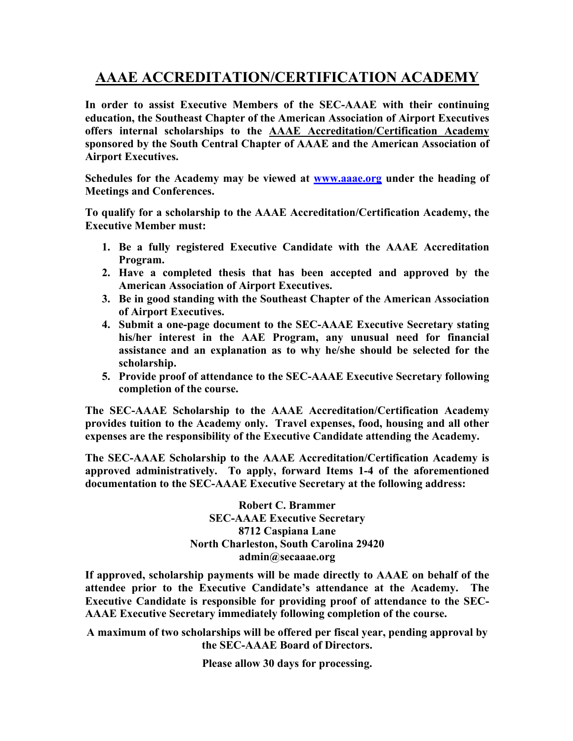# AAAE ACCREDITATION/CERTIFICATION ACADEMY

**In order to assist Executive Members of the SEC-AAAE with their continuing education, the Southeast Chapter of the American Association of Airport Executives offers internal scholarships to the AAAE Accreditation/Certification Academy sponsored by the South Central Chapter of AAAE and the American Association of Airport Executives.**

**Schedules for the Academy may be viewed at [www.aaae.org](http://www.aaae.org) under the heading of Meetings and Conferences.**

**To qualify for a scholarship to the AAAE Accreditation/Certification Academy, the Executive Member must:**

1. **Be a fully registered Executive Candidate with the AAAE Accreditation Program.**
2. **Have a completed thesis that has been accepted and approved by the American Association of Airport Executives.**
3. **Be in good standing with the Southeast Chapter of the American Association of Airport Executives.**
4. **Submit a one-page document to the SEC-AAAE Executive Secretary stating his/her interest in the AAE Program, any unusual need for financial assistance and an explanation as to why he/she should be selected for the scholarship.**
5. **Provide proof of attendance to the SEC-AAAE Executive Secretary following completion of the course.**

**The SEC-AAAE Scholarship to the AAAE Accreditation/Certification Academy provides tuition to the Academy only. Travel expenses, food, housing and all other expenses are the responsibility of the Executive Candidate attending the Academy.**

**The SEC-AAAE Scholarship to the AAAE Accreditation/Certification Academy is approved administratively. To apply, forward Items 1-4 of the aforementioned documentation to the SEC-AAAE Executive Secretary at the following address:**

**Robert C. Brammer**
**SEC-AAAE Executive Secretary**
**8712 Caspiana Lane**
**North Charleston, South Carolina 29420**
**admin@secaaae.org**

**If approved, scholarship payments will be made directly to AAAE on behalf of the attendee prior to the Executive Candidate's attendance at the Academy. The Executive Candidate is responsible for providing proof of attendance to the SEC-AAAE Executive Secretary immediately following completion of the course.**

**A maximum of two scholarships will be offered per fiscal year, pending approval by the SEC-AAAE Board of Directors.**

**Please allow 30 days for processing.**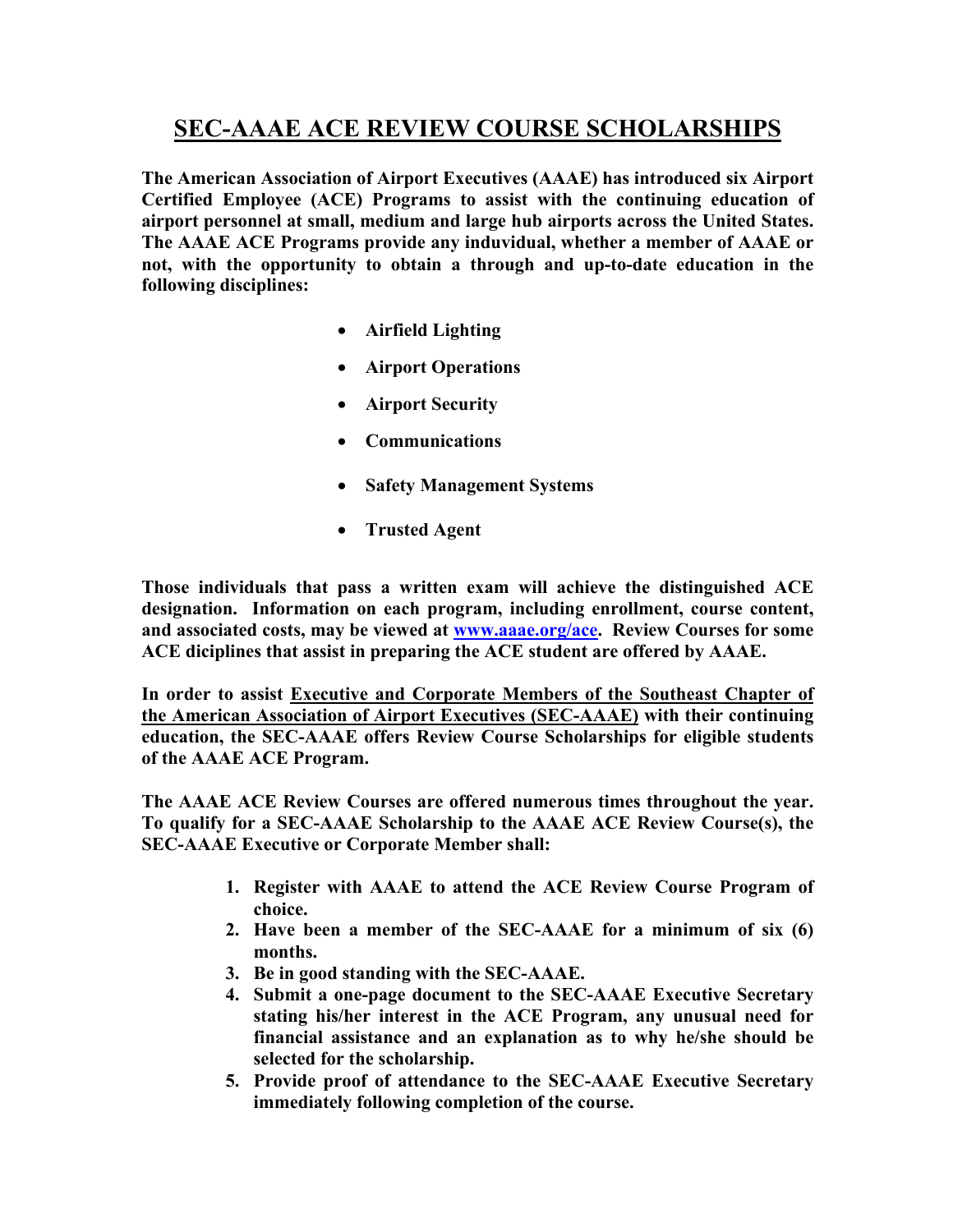# SEC-AAAE ACE REVIEW COURSE SCHOLARSHIPS

**The American Association of Airport Executives (AAAE) has introduced six Airport Certified Employee (ACE) Programs to assist with the continuing education of airport personnel at small, medium and large hub airports across the United States. The AAAE ACE Programs provide any induvidual, whether a member of AAAE or not, with the opportunity to obtain a through and up-to-date education in the following disciplines:**

- **Airfield Lighting**
- **Airport Operations**
- **Airport Security**
- **Communications**
- **Safety Management Systems**
- **Trusted Agent**

**Those individuals that pass a written exam will achieve the distinguished ACE designation. Information on each program, including enrollment, course content, and associated costs, may be viewed at [www.aaae.org/ace](www.aaae.org/ace). Review Courses for some ACE diciplines that assist in preparing the ACE student are offered by AAAE.**

**In order to assist <u>Executive and Corporate Members of the Southeast Chapter of the American Association of Airport Executives (SEC-AAAE)</u> with their continuing education, the SEC-AAAE offers Review Course Scholarships for eligible students of the AAAE ACE Program.**

**The AAAE ACE Review Courses are offered numerous times throughout the year. To qualify for a SEC-AAAE Scholarship to the AAAE ACE Review Course(s), the SEC-AAAE Executive or Corporate Member shall:**

1. **Register with AAAE to attend the ACE Review Course Program of choice.**
2. **Have been a member of the SEC-AAAE for a minimum of six (6) months.**
3. **Be in good standing with the SEC-AAAE.**
4. **Submit a one-page document to the SEC-AAAE Executive Secretary stating his/her interest in the ACE Program, any unusual need for financial assistance and an explanation as to why he/she should be selected for the scholarship.**
5. **Provide proof of attendance to the SEC-AAAE Executive Secretary immediately following completion of the course.**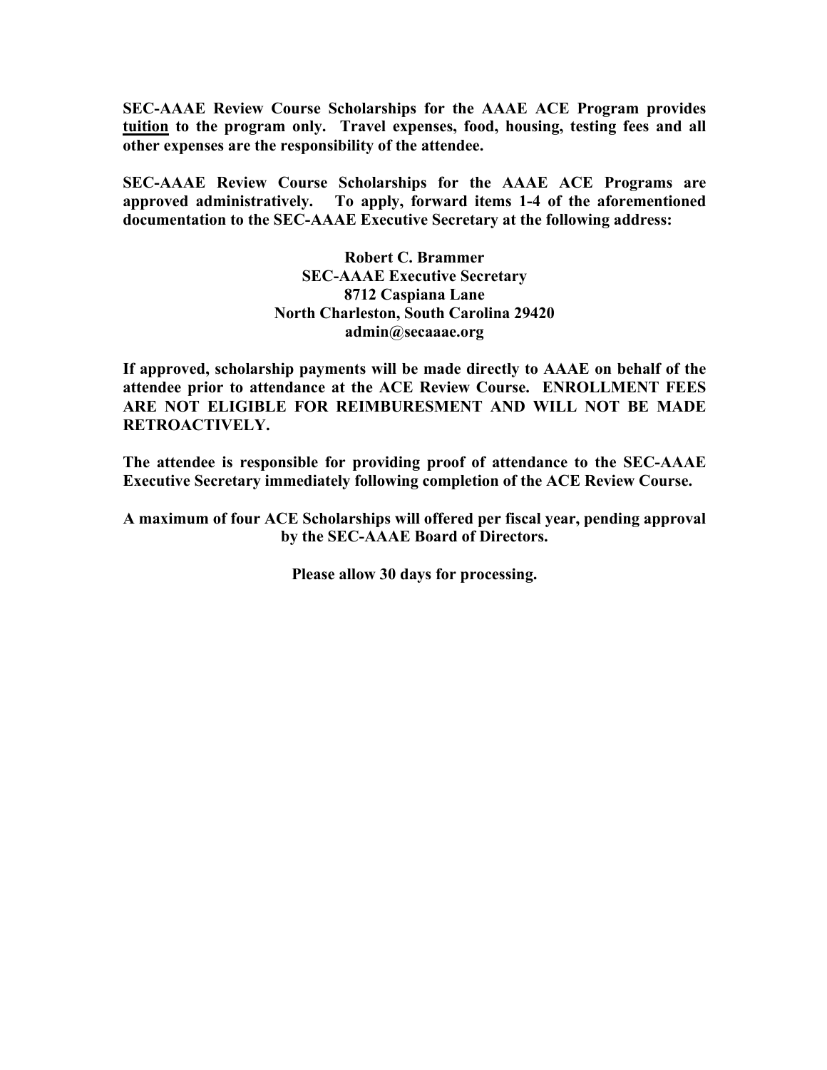**SEC-AAAE Review Course Scholarships for the AAAE ACE Program provides <u>tuition</u> to the program only. Travel expenses, food, housing, testing fees and all other expenses are the responsibility of the attendee.**

**SEC-AAAE Review Course Scholarships for the AAAE ACE Programs are approved administratively. To apply, forward items 1-4 of the aforementioned documentation to the SEC-AAAE Executive Secretary at the following address:**

**Robert C. Brammer**
**SEC-AAAE Executive Secretary**
**8712 Caspiana Lane**
**North Charleston, South Carolina 29420**
**admin@secaaae.org**

**If approved, scholarship payments will be made directly to AAAE on behalf of the attendee prior to attendance at the ACE Review Course. ENROLLMENT FEES ARE NOT ELIGIBLE FOR REIMBURESMENT AND WILL NOT BE MADE RETROACTIVELY.**

**The attendee is responsible for providing proof of attendance to the SEC-AAAE Executive Secretary immediately following completion of the ACE Review Course.**

**A maximum of four ACE Scholarships will offered per fiscal year, pending approval by the SEC-AAAE Board of Directors.**

**Please allow 30 days for processing.**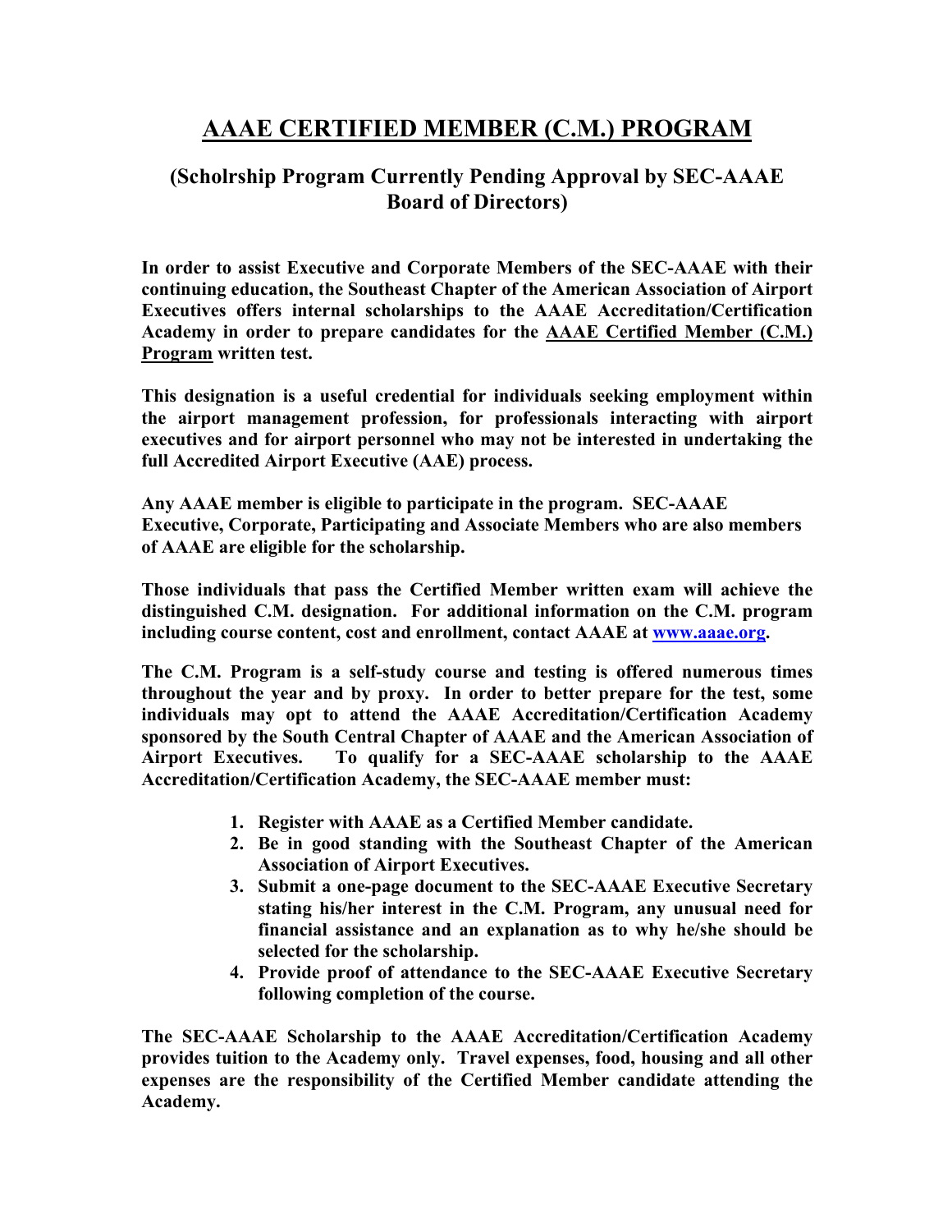# AAAE CERTIFIED MEMBER (C.M.) PROGRAM

## (Scholrship Program Currently Pending Approval by SEC-AAAE Board of Directors)

**In order to assist Executive and Corporate Members of the SEC-AAAE with their continuing education, the Southeast Chapter of the American Association of Airport Executives offers internal scholarships to the AAAE Accreditation/Certification Academy in order to prepare candidates for the <u>AAAE Certified Member (C.M.) Program</u> written test.**

**This designation is a useful credential for individuals seeking employment within the airport management profession, for professionals interacting with airport executives and for airport personnel who may not be interested in undertaking the full Accredited Airport Executive (AAE) process.**

**Any AAAE member is eligible to participate in the program. SEC-AAAE Executive, Corporate, Participating and Associate Members who are also members of AAAE are eligible for the scholarship.**

**Those individuals that pass the Certified Member written exam will achieve the distinguished C.M. designation. For additional information on the C.M. program including course content, cost and enrollment, contact AAAE at [www.aaae.org](http://www.aaae.org).**

**The C.M. Program is a self-study course and testing is offered numerous times throughout the year and by proxy. In order to better prepare for the test, some individuals may opt to attend the AAAE Accreditation/Certification Academy sponsored by the South Central Chapter of AAAE and the American Association of Airport Executives. To qualify for a SEC-AAAE scholarship to the AAAE Accreditation/Certification Academy, the SEC-AAAE member must:**

1. **Register with AAAE as a Certified Member candidate.**
2. **Be in good standing with the Southeast Chapter of the American Association of Airport Executives.**
3. **Submit a one-page document to the SEC-AAAE Executive Secretary stating his/her interest in the C.M. Program, any unusual need for financial assistance and an explanation as to why he/she should be selected for the scholarship.**
4. **Provide proof of attendance to the SEC-AAAE Executive Secretary following completion of the course.**

**The SEC-AAAE Scholarship to the AAAE Accreditation/Certification Academy provides tuition to the Academy only. Travel expenses, food, housing and all other expenses are the responsibility of the Certified Member candidate attending the Academy.**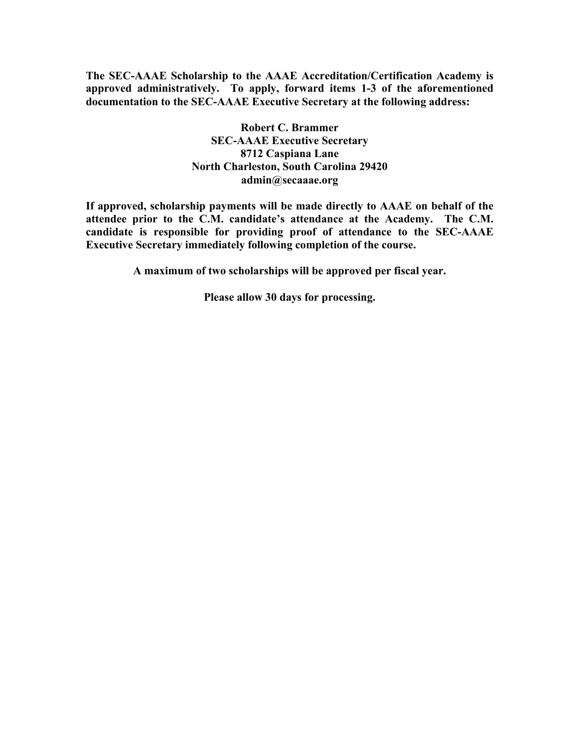**The SEC-AAAE Scholarship to the AAAE Accreditation/Certification Academy is approved administratively. To apply, forward items 1-3 of the aforementioned documentation to the SEC-AAAE Executive Secretary at the following address:**

**Robert C. Brammer**
**SEC-AAAE Executive Secretary**
**8712 Caspiana Lane**
**North Charleston, South Carolina 29420**
**admin@secaaae.org**

**If approved, scholarship payments will be made directly to AAAE on behalf of the attendee prior to the C.M. candidate's attendance at the Academy. The C.M. candidate is responsible for providing proof of attendance to the SEC-AAAE Executive Secretary immediately following completion of the course.**

**A maximum of two scholarships will be approved per fiscal year.**

**Please allow 30 days for processing.**